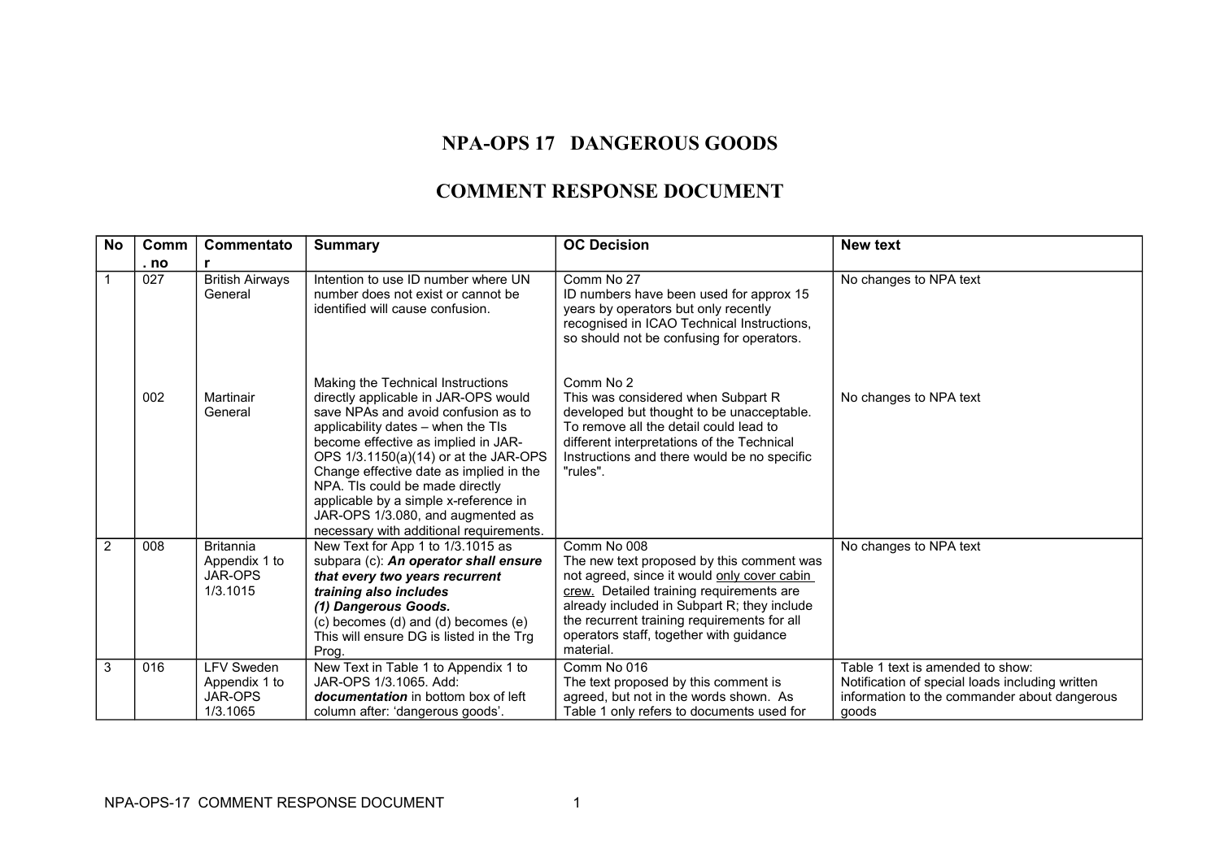# NPA-OPS 17 DANGEROUS GOODS

## COMMENT RESPONSE DOCUMENT

| No | Comm. no | Commentator | Summary | OC Decision | New text |
|---|---|---|---|---|---|
| 1 | 027 | British Airways General | Intention to use ID number where UN number does not exist or cannot be identified will cause confusion. | Comm No 27<br>ID numbers have been used for approx 15 years by operators but only recently recognised in ICAO Technical Instructions, so should not be confusing for operators. | No changes to NPA text |
| | 002 | Martinair General | Making the Technical Instructions directly applicable in JAR-OPS would save NPAs and avoid confusion as to applicability dates – when the TIs become effective as implied in JAR-OPS 1/3.1150(a)(14) or at the JAR-OPS Change effective date as implied in the NPA. TIs could be made directly applicable by a simple x-reference in JAR-OPS 1/3.080, and augmented as necessary with additional requirements. | Comm No 2<br>This was considered when Subpart R developed but thought to be unacceptable. To remove all the detail could lead to different interpretations of the Technical Instructions and there would be no specific "rules". | No changes to NPA text |
| 2 | 008 | Britannia Appendix 1 to JAR-OPS 1/3.1015 | New Text for App 1 to 1/3.1015 as subpara (c): ***An operator shall ensure that every two years recurrent training also includes (1) Dangerous Goods.***<br>(c) becomes (d) and (d) becomes (e)<br>This will ensure DG is listed in the Trg Prog. | Comm No 008<br>The new text proposed by this comment was not agreed, since it would <u>only cover cabin crew.</u> Detailed training requirements are already included in Subpart R; they include the recurrent training requirements for all operators staff, together with guidance material. | No changes to NPA text |
| 3 | 016 | LFV Sweden Appendix 1 to JAR-OPS 1/3.1065 | New Text in Table 1 to Appendix 1 to JAR-OPS 1/3.1065. Add: ***documentation*** in bottom box of left column after: 'dangerous goods'. | Comm No 016<br>The text proposed by this comment is agreed, but not in the words shown. As Table 1 only refers to documents used for | Table 1 text is amended to show:<br>Notification of special loads including written information to the commander about dangerous goods |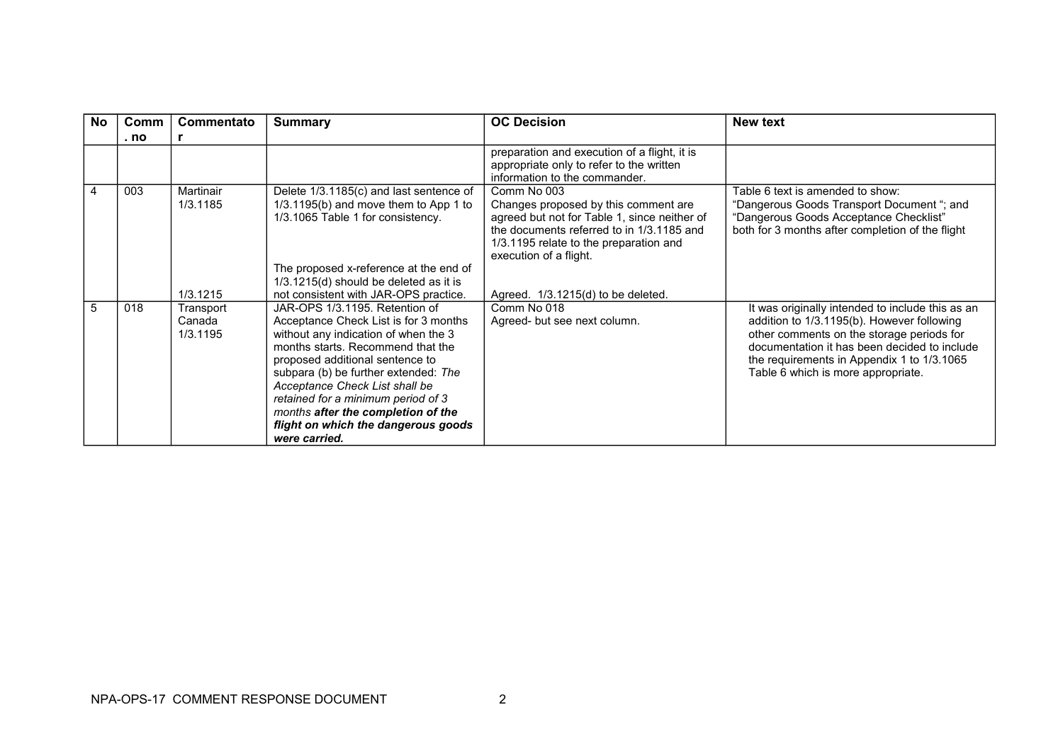| No | Comm . no | Commentator | Summary | OC Decision | New text |
|---|---|---|---|---|---|
| | | | | preparation and execution of a flight, it is appropriate only to refer to the written information to the commander. | |
| 4 | 003 | Martinair 1/3.1185 | Delete 1/3.1185(c) and last sentence of 1/3.1195(b) and move them to App 1 to 1/3.1065 Table 1 for consistency. | Comm No 003 Changes proposed by this comment are agreed but not for Table 1, since neither of the documents referred to in 1/3.1185 and 1/3.1195 relate to the preparation and execution of a flight. | Table 6 text is amended to show: "Dangerous Goods Transport Document "; and "Dangerous Goods Acceptance Checklist" both for 3 months after completion of the flight |
| | | 1/3.1215 | The proposed x-reference at the end of 1/3.1215(d) should be deleted as it is not consistent with JAR-OPS practice. | Agreed. 1/3.1215(d) to be deleted. | |
| 5 | 018 | Transport Canada 1/3.1195 | JAR-OPS 1/3.1195. Retention of Acceptance Check List is for 3 months without any indication of when the 3 months starts. Recommend that the proposed additional sentence to subpara (b) be further extended: *The Acceptance Check List shall be retained for a minimum period of 3 months* ***after the completion of the flight on which the dangerous goods were carried.*** | Comm No 018 Agreed- but see next column. | It was originally intended to include this as an addition to 1/3.1195(b). However following other comments on the storage periods for documentation it has been decided to include the requirements in Appendix 1 to 1/3.1065 Table 6 which is more appropriate. |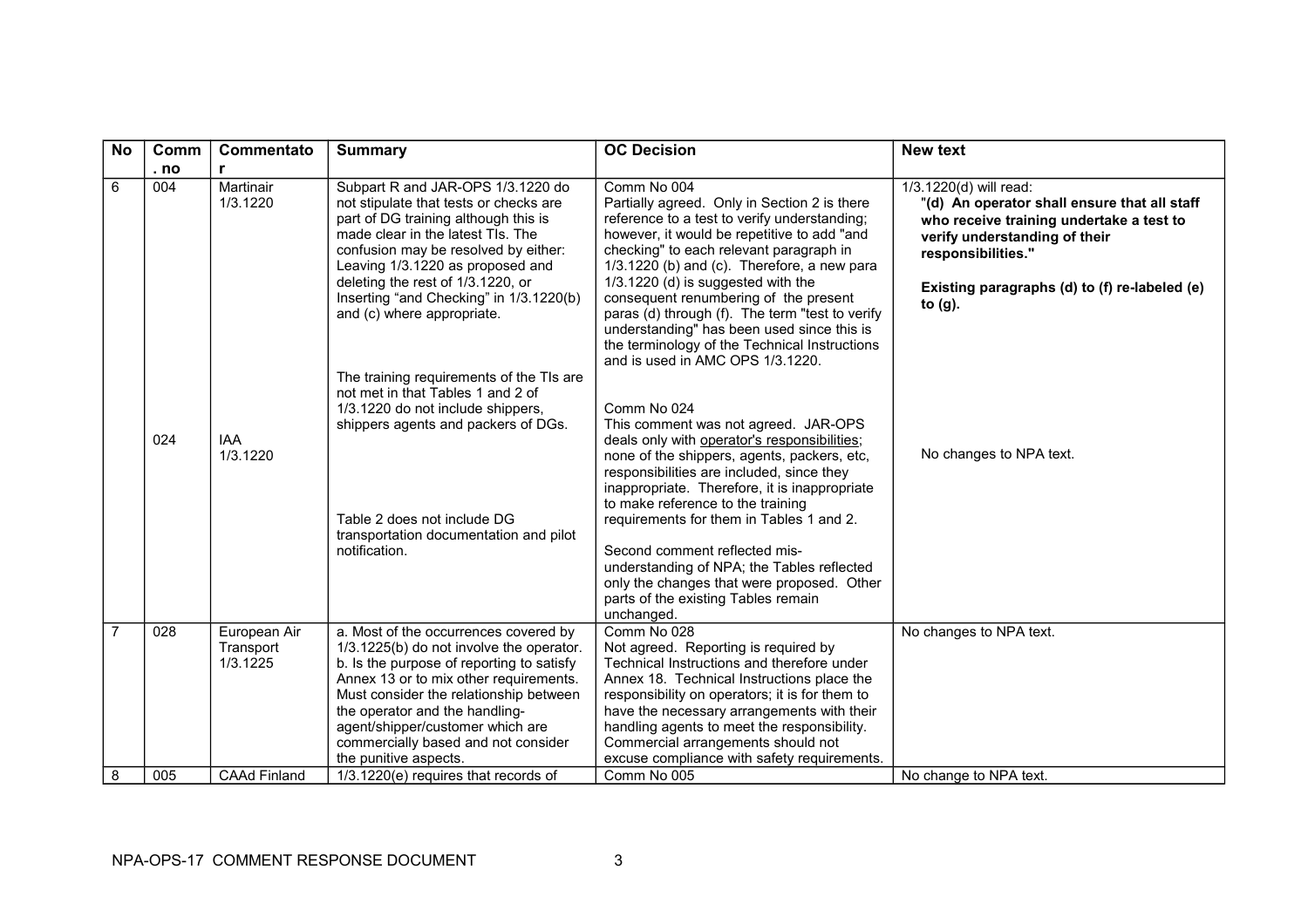| No | Comm. no | Commentator | Summary | OC Decision | New text |
|---|---|---|---|---|---|
| 6 | 004<br><br>024 | Martinair 1/3.1220<br><br>IAA 1/3.1220 | Subpart R and JAR-OPS 1/3.1220 do not stipulate that tests or checks are part of DG training although this is made clear in the latest TIs. The confusion may be resolved by either: Leaving 1/3.1220 as proposed and deleting the rest of 1/3.1220, or Inserting "and Checking" in 1/3.1220(b) and (c) where appropriate.<br><br>The training requirements of the TIs are not met in that Tables 1 and 2 of 1/3.1220 do not include shippers, shippers agents and packers of DGs.<br><br>Table 2 does not include DG transportation documentation and pilot notification. | Comm No 004<br>Partially agreed. Only in Section 2 is there reference to a test to verify understanding; however, it would be repetitive to add "and checking" to each relevant paragraph in 1/3.1220 (b) and (c). Therefore, a new para 1/3.1220 (d) is suggested with the consequent renumbering of the present paras (d) through (f). The term "test to verify understanding" has been used since this is the terminology of the Technical Instructions and is used in AMC OPS 1/3.1220.<br><br>Comm No 024<br>This comment was not agreed. JAR-OPS deals only with operator's responsibilities; none of the shippers, agents, packers, etc, responsibilities are included, since they inappropriate. Therefore, it is inappropriate to make reference to the training requirements for them in Tables 1 and 2.<br><br>Second comment reflected mis-understanding of NPA; the Tables reflected only the changes that were proposed. Other parts of the existing Tables remain unchanged. | 1/3.1220(d) will read:<br>"**(d) An operator shall ensure that all staff who receive training undertake a test to verify understanding of their responsibilities."**<br><br>**Existing paragraphs (d) to (f) re-labeled (e) to (g).**<br><br>No changes to NPA text. |
| 7 | 028 | European Air Transport 1/3.1225 | a. Most of the occurrences covered by 1/3.1225(b) do not involve the operator.<br>b. Is the purpose of reporting to satisfy Annex 13 or to mix other requirements. Must consider the relationship between the operator and the handling-agent/shipper/customer which are commercially based and not consider the punitive aspects. | Comm No 028<br>Not agreed. Reporting is required by Technical Instructions and therefore under Annex 18. Technical Instructions place the responsibility on operators; it is for them to have the necessary arrangements with their handling agents to meet the responsibility. Commercial arrangements should not excuse compliance with safety requirements. | No changes to NPA text. |
| 8 | 005 | CAAd Finland | 1/3.1220(e) requires that records of | Comm No 005 | No change to NPA text. |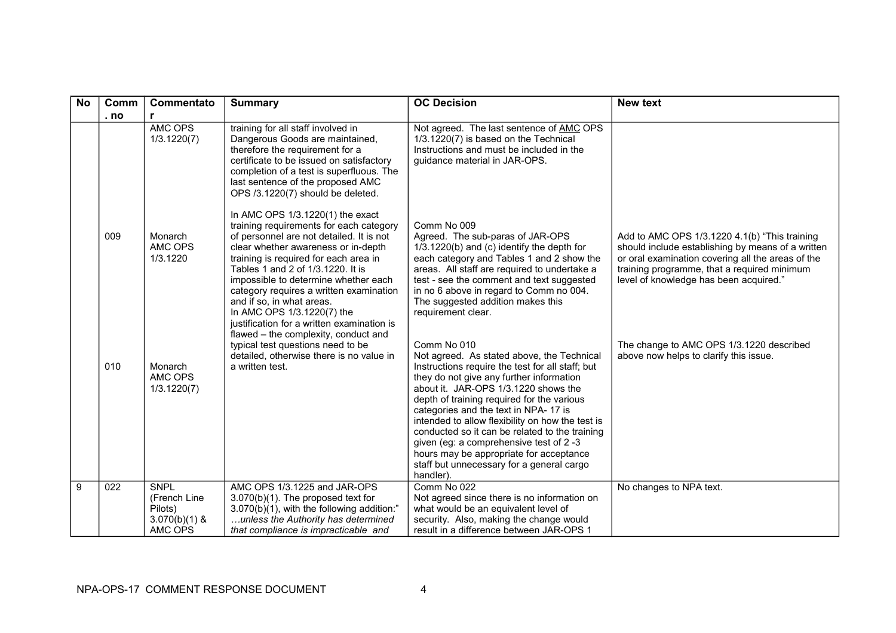| No | Comm. no | Commentator | Summary | OC Decision | New text |
|---|---|---|---|---|---|
| | | AMC OPS 1/3.1220(7) | training for all staff involved in Dangerous Goods are maintained, therefore the requirement for a certificate to be issued on satisfactory completion of a test is superfluous. The last sentence of the proposed AMC OPS /3.1220(7) should be deleted. | Not agreed. The last sentence of AMC OPS 1/3.1220(7) is based on the Technical Instructions and must be included in the guidance material in JAR-OPS. | |
| | 009 | Monarch AMC OPS 1/3.1220 | In AMC OPS 1/3.1220(1) the exact training requirements for each category of personnel are not detailed. It is not clear whether awareness or in-depth training is required for each area in Tables 1 and 2 of 1/3.1220. It is impossible to determine whether each category requires a written examination and if so, in what areas. | Comm No 009<br>Agreed. The sub-paras of JAR-OPS 1/3.1220(b) and (c) identify the depth for each category and Tables 1 and 2 show the areas. All staff are required to undertake a test - see the comment and text suggested in no 6 above in regard to Comm no 004. The suggested addition makes this requirement clear. | Add to AMC OPS 1/3.1220 4.1(b) "This training should include establishing by means of a written or oral examination covering all the areas of the training programme, that a required minimum level of knowledge has been acquired." |
| | 010 | Monarch AMC OPS 1/3.1220(7) | In AMC OPS 1/3.1220(7) the justification for a written examination is flawed – the complexity, conduct and typical test questions need to be detailed, otherwise there is no value in a written test. | Comm No 010<br>Not agreed. As stated above, the Technical Instructions require the test for all staff; but they do not give any further information about it. JAR-OPS 1/3.1220 shows the depth of training required for the various categories and the text in NPA- 17 is intended to allow flexibility on how the test is conducted so it can be related to the training given (eg: a comprehensive test of 2 -3 hours may be appropriate for acceptance staff but unnecessary for a general cargo handler). | The change to AMC OPS 1/3.1220 described above now helps to clarify this issue. |
| 9 | 022 | SNPL (French Line Pilots) 3.070(b)(1) & AMC OPS | AMC OPS 1/3.1225 and JAR-OPS 3.070(b)(1). The proposed text for 3.070(b)(1), with the following addition:" *…unless the Authority has determined that compliance is impracticable and* | Comm No 022<br>Not agreed since there is no information on what would be an equivalent level of security. Also, making the change would result in a difference between JAR-OPS 1 | No changes to NPA text. |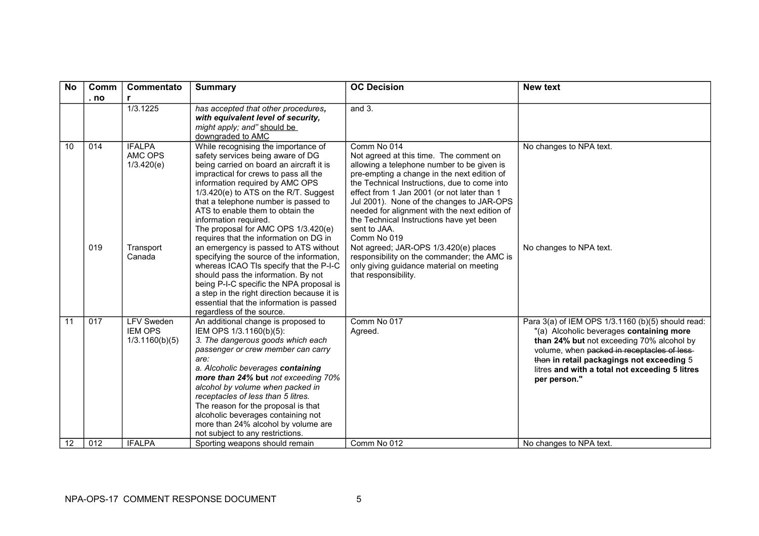| No | Comm. no | Commentator | Summary | OC Decision | New text |
|---|---|---|---|---|---|
| | | 1/3.1225 | *has accepted that other procedures, **with equivalent level of security,** might apply; and"* should be downgraded to AMC | and 3. | |
| 10 | 014 | IFALPA AMC OPS 1/3.420(e) | While recognising the importance of safety services being aware of DG being carried on board an aircraft it is impractical for crews to pass all the information required by AMC OPS 1/3.420(e) to ATS on the R/T. Suggest that a telephone number is passed to ATS to enable them to obtain the information required. | Comm No 014<br>Not agreed at this time. The comment on allowing a telephone number to be given is pre-empting a change in the next edition of the Technical Instructions, due to come into effect from 1 Jan 2001 (or not later than 1 Jul 2001). None of the changes to JAR-OPS needed for alignment with the next edition of the Technical Instructions have yet been sent to JAA. | No changes to NPA text. |
| | 019 | Transport Canada | The proposal for AMC OPS 1/3.420(e) requires that the information on DG in an emergency is passed to ATS without specifying the source of the information, whereas ICAO TIs specify that the P-I-C should pass the information. By not being P-I-C specific the NPA proposal is a step in the right direction because it is essential that the information is passed regardless of the source. | Comm No 019<br>Not agreed; JAR-OPS 1/3.420(e) places responsibility on the commander; the AMC is only giving guidance material on meeting that responsibility. | No changes to NPA text. |
| 11 | 017 | LFV Sweden IEM OPS 1/3.1160(b)(5) | An additional change is proposed to IEM OPS 1/3.1160(b)(5):<br>*3. The dangerous goods which each passenger or crew member can carry are:*<br>*a. Alcoholic beverages **containing more than 24%*** **but** *not exceeding 70% alcohol by volume when packed in receptacles of less than 5 litres.*<br>The reason for the proposal is that alcoholic beverages containing not more than 24% alcohol by volume are not subject to any restrictions. | Comm No 017<br>Agreed. | Para 3(a) of IEM OPS 1/3.1160 (b)(5) should read:<br>"(a) Alcoholic beverages **containing more than 24% but** not exceeding 70% alcohol by volume, when ~~packed in receptacles of less than~~ **in retail packagings not exceeding** 5 litres **and with a total not exceeding 5 litres per person."** |
| 12 | 012 | IFALPA | Sporting weapons should remain | Comm No 012 | No changes to NPA text. |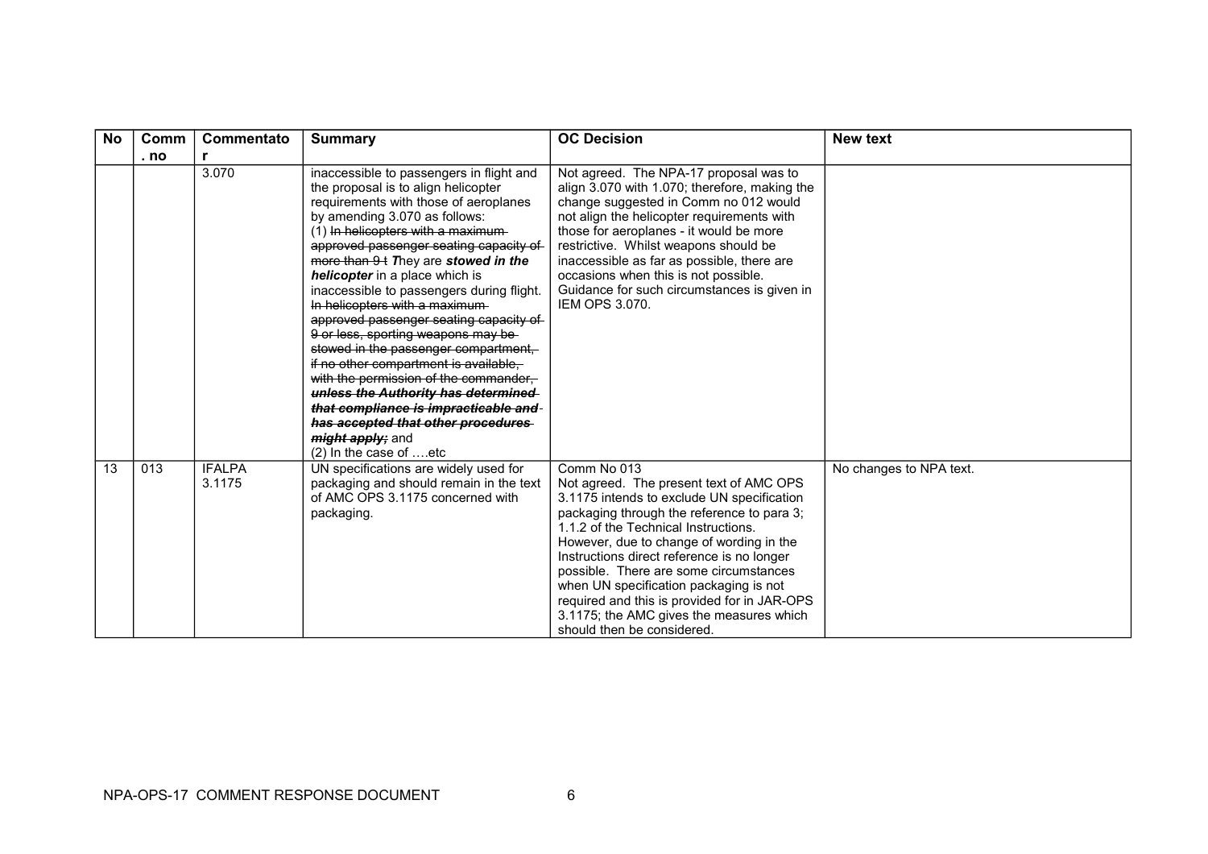| No | Comm. no | Commentator | Summary | OC Decision | New text |
|---|---|---|---|---|---|
| | | 3.070 | inaccessible to passengers in flight and the proposal is to align helicopter requirements with those of aeroplanes by amending 3.070 as follows:<br>(1) ~~In helicopters with a maximum approved passenger seating capacity of more than 9 t~~ ***T**hey are **stowed in the helicopter*** in a place which is inaccessible to passengers during flight. ~~In helicopters with a maximum approved passenger seating capacity of 9 or less, sporting weapons may be stowed in the passenger compartment, if no other compartment is available, with the permission of the commander,~~ ~~***unless the Authority has determined that compliance is impracticable and has accepted that other procedures might apply;***~~ and<br>(2) In the case of ….etc | Not agreed. The NPA-17 proposal was to align 3.070 with 1.070; therefore, making the change suggested in Comm no 012 would not align the helicopter requirements with those for aeroplanes - it would be more restrictive. Whilst weapons should be inaccessible as far as possible, there are occasions when this is not possible. Guidance for such circumstances is given in IEM OPS 3.070. | |
| 13 | 013 | IFALPA<br>3.1175 | UN specifications are widely used for packaging and should remain in the text of AMC OPS 3.1175 concerned with packaging. | Comm No 013<br>Not agreed. The present text of AMC OPS 3.1175 intends to exclude UN specification packaging through the reference to para 3; 1.1.2 of the Technical Instructions. However, due to change of wording in the Instructions direct reference is no longer possible. There are some circumstances when UN specification packaging is not required and this is provided for in JAR-OPS 3.1175; the AMC gives the measures which should then be considered. | No changes to NPA text. |